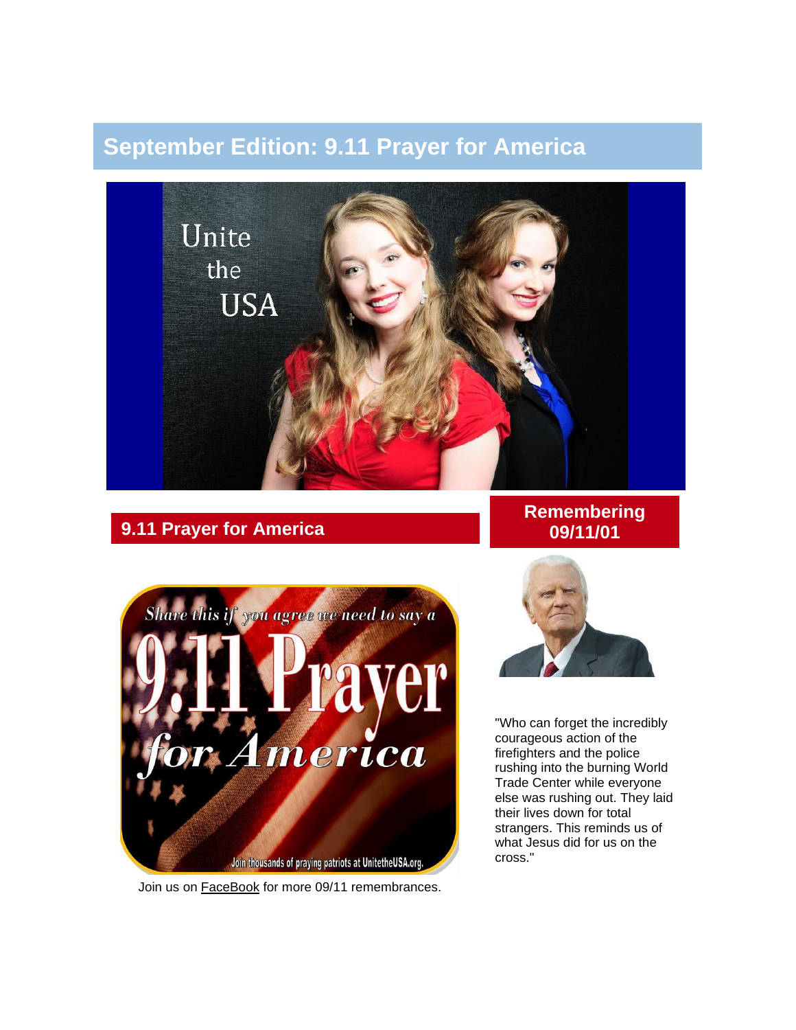# September Edition: 9.11 Prayer for America

## 9.11 Prayer for America

Join us on FaceBook for more 09/11 remembrances.

## Remembering 09/11/01

"Who can forget the incredibly courageous action of the firefighters and the police rushing into the burning World Trade Center while everyone else was rushing out. They laid their lives down for total strangers. This reminds us of what Jesus did for us on the cross."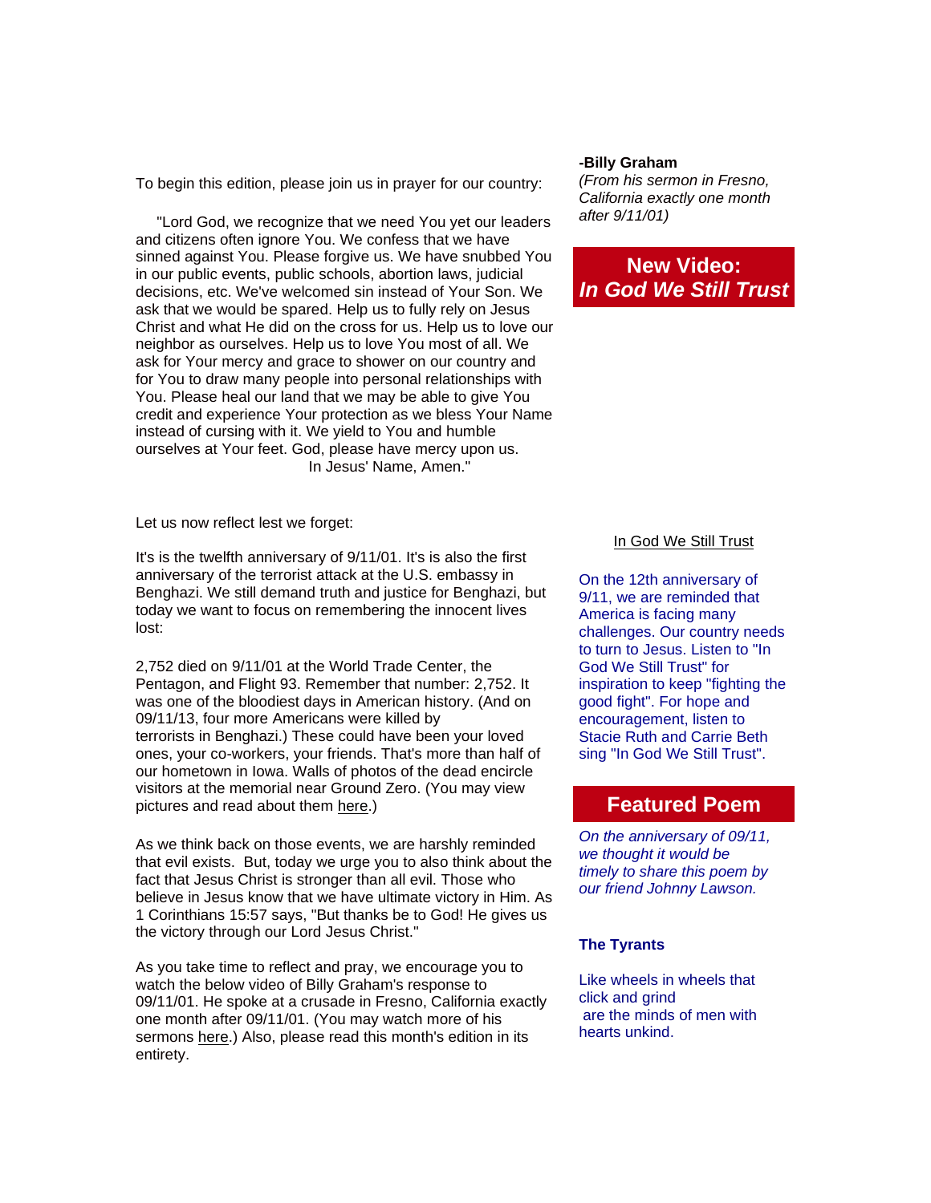To begin this edition, please join us in prayer for our country:

"Lord God, we recognize that we need You yet our leaders and citizens often ignore You. We confess that we have sinned against You. Please forgive us. We have snubbed You in our public events, public schools, abortion laws, judicial decisions, etc. We've welcomed sin instead of Your Son. We ask that we would be spared. Help us to fully rely on Jesus Christ and what He did on the cross for us. Help us to love our neighbor as ourselves. Help us to love You most of all. We ask for Your mercy and grace to shower on our country and for You to draw many people into personal relationships with You. Please heal our land that we may be able to give You credit and experience Your protection as we bless Your Name instead of cursing with it. We yield to You and humble ourselves at Your feet. God, please have mercy upon us.
In Jesus' Name, Amen."

Let us now reflect lest we forget:

It's is the twelfth anniversary of 9/11/01. It's is also the first anniversary of the terrorist attack at the U.S. embassy in Benghazi. We still demand truth and justice for Benghazi, but today we want to focus on remembering the innocent lives lost:

2,752 died on 9/11/01 at the World Trade Center, the Pentagon, and Flight 93. Remember that number: 2,752. It was one of the bloodiest days in American history. (And on 09/11/13, four more Americans were killed by terrorists in Benghazi.) These could have been your loved ones, your co-workers, your friends. That's more than half of our hometown in Iowa. Walls of photos of the dead encircle visitors at the memorial near Ground Zero. (You may view pictures and read about them here.)

As we think back on those events, we are harshly reminded that evil exists. But, today we urge you to also think about the fact that Jesus Christ is stronger than all evil. Those who believe in Jesus know that we have ultimate victory in Him. As 1 Corinthians 15:57 says, "But thanks be to God! He gives us the victory through our Lord Jesus Christ."

As you take time to reflect and pray, we encourage you to watch the below video of Billy Graham's response to 09/11/01. He spoke at a crusade in Fresno, California exactly one month after 09/11/01. (You may watch more of his sermons here.) Also, please read this month's edition in its entirety.

**-Billy Graham**
*(From his sermon in Fresno, California exactly one month after 9/11/01)*

## New Video: *In God We Still Trust*

In God We Still Trust

On the 12th anniversary of 9/11, we are reminded that America is facing many challenges. Our country needs to turn to Jesus. Listen to "In God We Still Trust" for inspiration to keep "fighting the good fight". For hope and encouragement, listen to Stacie Ruth and Carrie Beth sing "In God We Still Trust".

## Featured Poem

*On the anniversary of 09/11, we thought it would be timely to share this poem by our friend Johnny Lawson.*

**The Tyrants**

Like wheels in wheels that click and grind
are the minds of men with hearts unkind.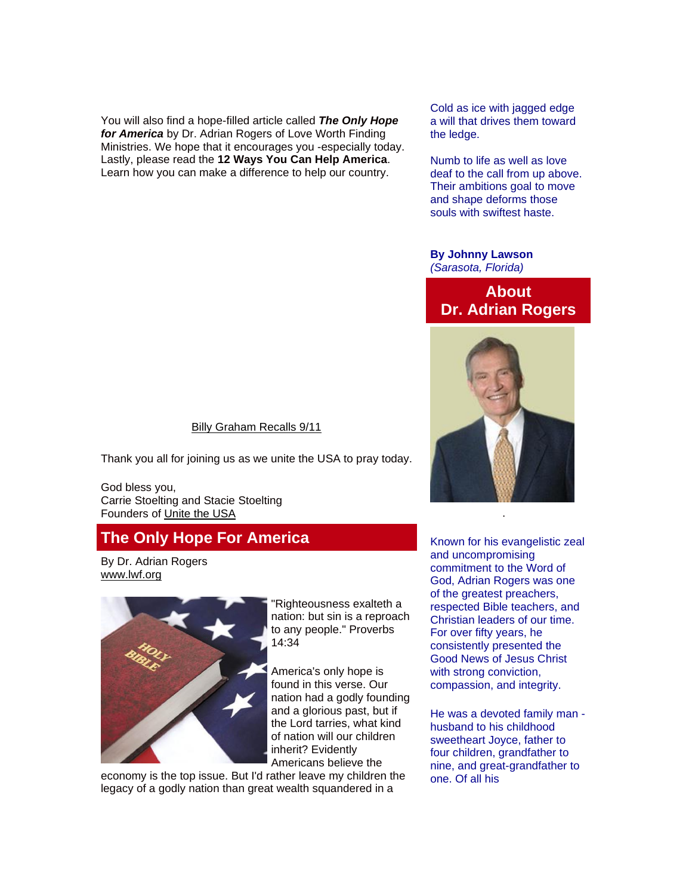You will also find a hope-filled article called ***The Only Hope for America*** by Dr. Adrian Rogers of Love Worth Finding Ministries. We hope that it encourages you -especially today. Lastly, please read the **12 Ways You Can Help America**. Learn how you can make a difference to help our country.

Billy Graham Recalls 9/11

Thank you all for joining us as we unite the USA to pray today.

God bless you,
Carrie Stoelting and Stacie Stoelting
Founders of Unite the USA

## The Only Hope For America

By Dr. Adrian Rogers
www.lwf.org

"Righteousness exalteth a nation: but sin is a reproach to any people." Proverbs 14:34

America's only hope is found in this verse. Our nation had a godly founding and a glorious past, but if the Lord tarries, what kind of nation will our children inherit? Evidently Americans believe the economy is the top issue. But I'd rather leave my children the legacy of a godly nation than great wealth squandered in a

Cold as ice with jagged edge
a will that drives them toward
the ledge.

Numb to life as well as love
deaf to the call from up above.
Their ambitions goal to move
and shape deforms those
souls with swiftest haste.

**By Johnny Lawson**
*(Sarasota, Florida)*

## About Dr. Adrian Rogers

Known for his evangelistic zeal and uncompromising commitment to the Word of God, Adrian Rogers was one of the greatest preachers, respected Bible teachers, and Christian leaders of our time. For over fifty years, he consistently presented the Good News of Jesus Christ with strong conviction, compassion, and integrity.

He was a devoted family man - husband to his childhood sweetheart Joyce, father to four children, grandfather to nine, and great-grandfather to one. Of all his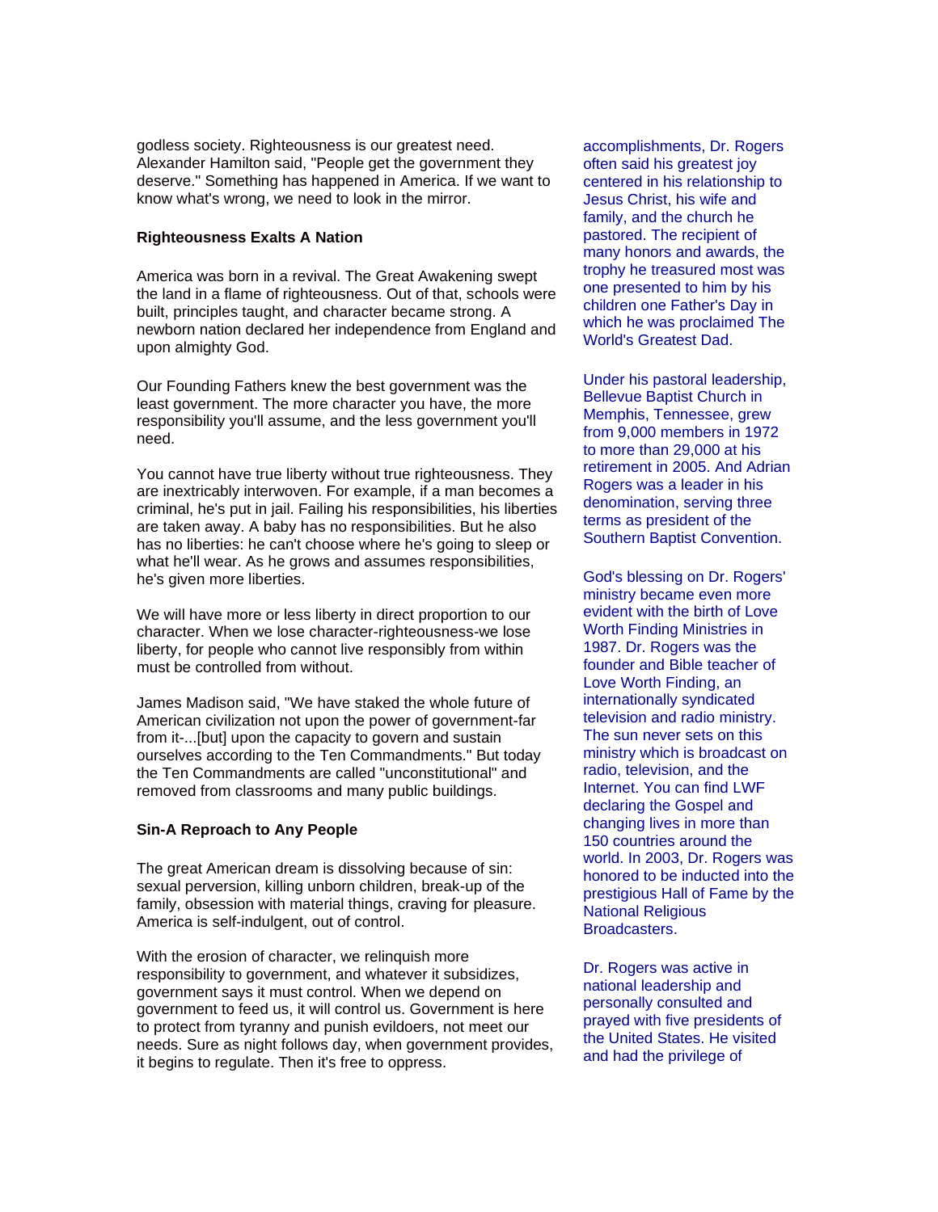godless society. Righteousness is our greatest need. Alexander Hamilton said, "People get the government they deserve." Something has happened in America. If we want to know what's wrong, we need to look in the mirror.

**Righteousness Exalts A Nation**

America was born in a revival. The Great Awakening swept the land in a flame of righteousness. Out of that, schools were built, principles taught, and character became strong. A newborn nation declared her independence from England and upon almighty God.

Our Founding Fathers knew the best government was the least government. The more character you have, the more responsibility you'll assume, and the less government you'll need.

You cannot have true liberty without true righteousness. They are inextricably interwoven. For example, if a man becomes a criminal, he's put in jail. Failing his responsibilities, his liberties are taken away. A baby has no responsibilities. But he also has no liberties: he can't choose where he's going to sleep or what he'll wear. As he grows and assumes responsibilities, he's given more liberties.

We will have more or less liberty in direct proportion to our character. When we lose character-righteousness-we lose liberty, for people who cannot live responsibly from within must be controlled from without.

James Madison said, "We have staked the whole future of American civilization not upon the power of government-far from it-...[but] upon the capacity to govern and sustain ourselves according to the Ten Commandments." But today the Ten Commandments are called "unconstitutional" and removed from classrooms and many public buildings.

**Sin-A Reproach to Any People**

The great American dream is dissolving because of sin: sexual perversion, killing unborn children, break-up of the family, obsession with material things, craving for pleasure. America is self-indulgent, out of control.

With the erosion of character, we relinquish more responsibility to government, and whatever it subsidizes, government says it must control. When we depend on government to feed us, it will control us. Government is here to protect from tyranny and punish evildoers, not meet our needs. Sure as night follows day, when government provides, it begins to regulate. Then it's free to oppress.

accomplishments, Dr. Rogers often said his greatest joy centered in his relationship to Jesus Christ, his wife and family, and the church he pastored. The recipient of many honors and awards, the trophy he treasured most was one presented to him by his children one Father's Day in which he was proclaimed The World's Greatest Dad.

Under his pastoral leadership, Bellevue Baptist Church in Memphis, Tennessee, grew from 9,000 members in 1972 to more than 29,000 at his retirement in 2005. And Adrian Rogers was a leader in his denomination, serving three terms as president of the Southern Baptist Convention.

God's blessing on Dr. Rogers' ministry became even more evident with the birth of Love Worth Finding Ministries in 1987. Dr. Rogers was the founder and Bible teacher of Love Worth Finding, an internationally syndicated television and radio ministry. The sun never sets on this ministry which is broadcast on radio, television, and the Internet. You can find LWF declaring the Gospel and changing lives in more than 150 countries around the world. In 2003, Dr. Rogers was honored to be inducted into the prestigious Hall of Fame by the National Religious Broadcasters.

Dr. Rogers was active in national leadership and personally consulted and prayed with five presidents of the United States. He visited and had the privilege of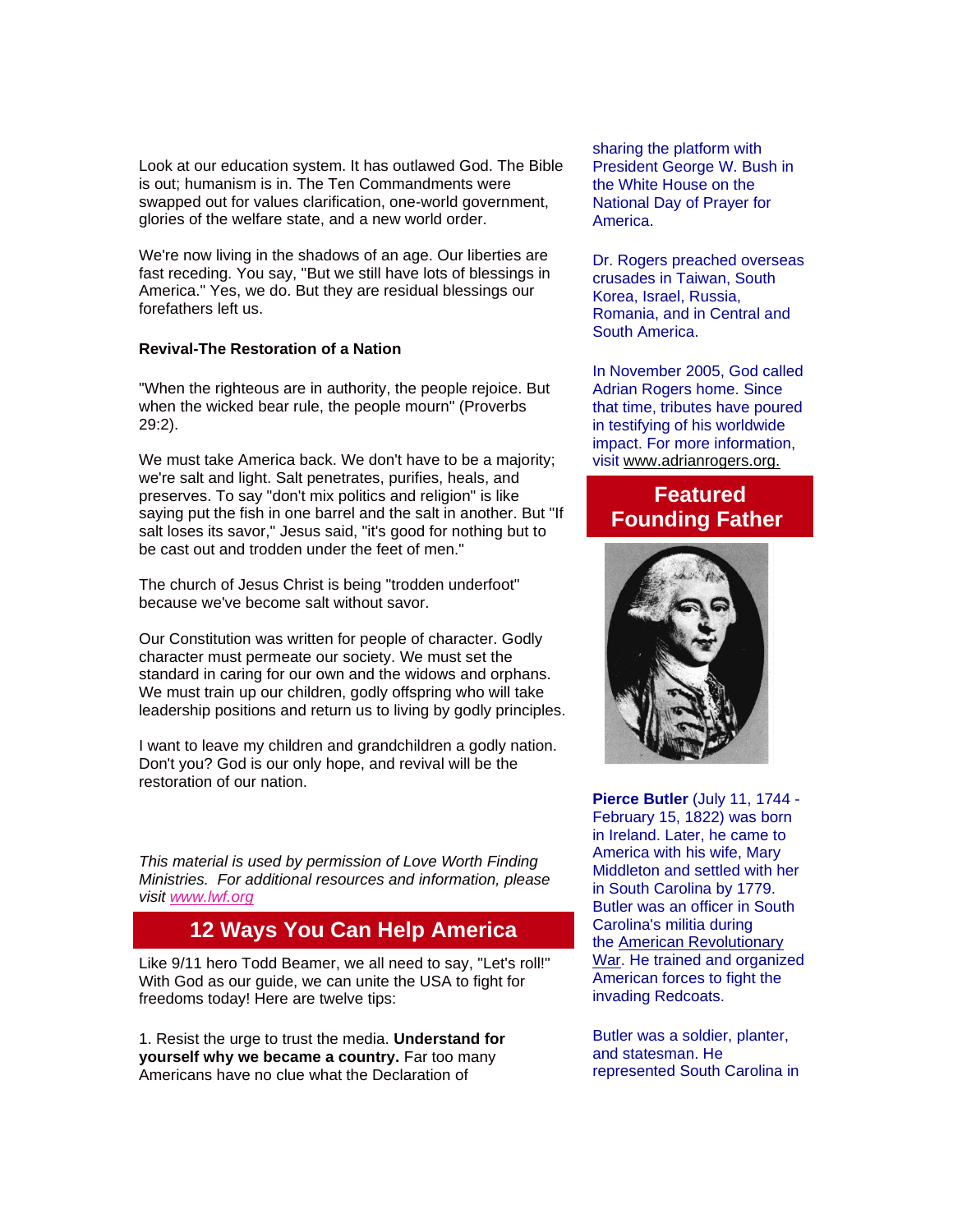Look at our education system. It has outlawed God. The Bible is out; humanism is in. The Ten Commandments were swapped out for values clarification, one-world government, glories of the welfare state, and a new world order.

We're now living in the shadows of an age. Our liberties are fast receding. You say, "But we still have lots of blessings in America." Yes, we do. But they are residual blessings our forefathers left us.

**Revival-The Restoration of a Nation**

"When the righteous are in authority, the people rejoice. But when the wicked bear rule, the people mourn" (Proverbs 29:2).

We must take America back. We don't have to be a majority; we're salt and light. Salt penetrates, purifies, heals, and preserves. To say "don't mix politics and religion" is like saying put the fish in one barrel and the salt in another. But "If salt loses its savor," Jesus said, "it's good for nothing but to be cast out and trodden under the feet of men."

The church of Jesus Christ is being "trodden underfoot" because we've become salt without savor.

Our Constitution was written for people of character. Godly character must permeate our society. We must set the standard in caring for our own and the widows and orphans. We must train up our children, godly offspring who will take leadership positions and return us to living by godly principles.

I want to leave my children and grandchildren a godly nation. Don't you? God is our only hope, and revival will be the restoration of our nation.

*This material is used by permission of Love Worth Finding Ministries. For additional resources and information, please visit [www.lwf.org](www.lwf.org)*

## 12 Ways You Can Help America

Like 9/11 hero Todd Beamer, we all need to say, "Let's roll!" With God as our guide, we can unite the USA to fight for freedoms today! Here are twelve tips:

1. Resist the urge to trust the media. **Understand for yourself why we became a country.** Far too many Americans have no clue what the Declaration of

sharing the platform with President George W. Bush in the White House on the National Day of Prayer for America.

Dr. Rogers preached overseas crusades in Taiwan, South Korea, Israel, Russia, Romania, and in Central and South America.

In November 2005, God called Adrian Rogers home. Since that time, tributes have poured in testifying of his worldwide impact. For more information, visit www.adrianrogers.org.

## Featured Founding Father

**Pierce Butler** (July 11, 1744 - February 15, 1822) was born in Ireland. Later, he came to America with his wife, Mary Middleton and settled with her in South Carolina by 1779. Butler was an officer in South Carolina's militia during the American Revolutionary War. He trained and organized American forces to fight the invading Redcoats.

Butler was a soldier, planter, and statesman. He represented South Carolina in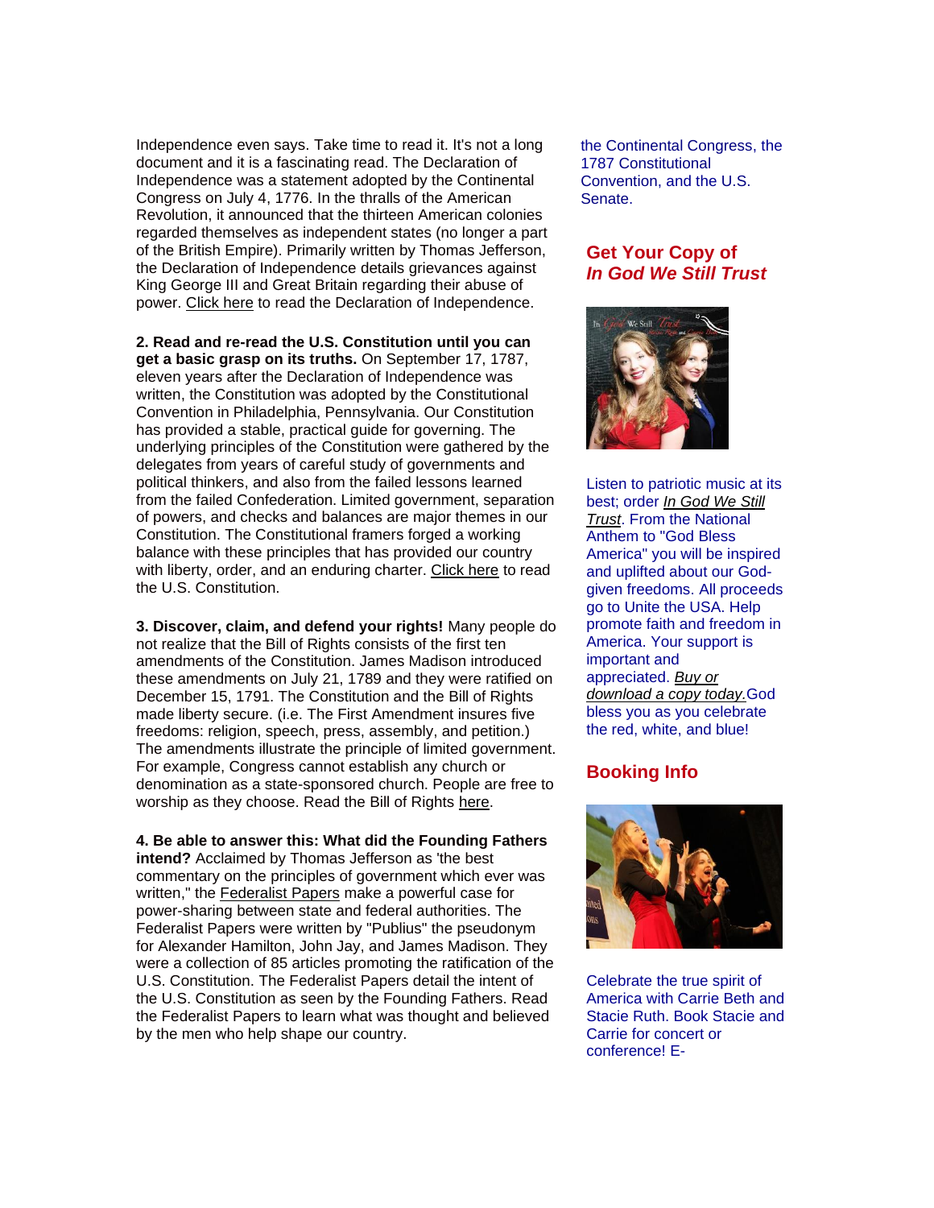Independence even says. Take time to read it. It's not a long document and it is a fascinating read. The Declaration of Independence was a statement adopted by the Continental Congress on July 4, 1776. In the thralls of the American Revolution, it announced that the thirteen American colonies regarded themselves as independent states (no longer a part of the British Empire). Primarily written by Thomas Jefferson, the Declaration of Independence details grievances against King George III and Great Britain regarding their abuse of power. Click here to read the Declaration of Independence.

**2. Read and re-read the U.S. Constitution until you can get a basic grasp on its truths.** On September 17, 1787, eleven years after the Declaration of Independence was written, the Constitution was adopted by the Constitutional Convention in Philadelphia, Pennsylvania. Our Constitution has provided a stable, practical guide for governing. The underlying principles of the Constitution were gathered by the delegates from years of careful study of governments and political thinkers, and also from the failed lessons learned from the failed Confederation. Limited government, separation of powers, and checks and balances are major themes in our Constitution. The Constitutional framers forged a working balance with these principles that has provided our country with liberty, order, and an enduring charter. Click here to read the U.S. Constitution.

**3. Discover, claim, and defend your rights!** Many people do not realize that the Bill of Rights consists of the first ten amendments of the Constitution. James Madison introduced these amendments on July 21, 1789 and they were ratified on December 15, 1791. The Constitution and the Bill of Rights made liberty secure. (i.e. The First Amendment insures five freedoms: religion, speech, press, assembly, and petition.) The amendments illustrate the principle of limited government. For example, Congress cannot establish any church or denomination as a state-sponsored church. People are free to worship as they choose. Read the Bill of Rights here.

**4. Be able to answer this: What did the Founding Fathers intend?** Acclaimed by Thomas Jefferson as 'the best commentary on the principles of government which ever was written," the Federalist Papers make a powerful case for power-sharing between state and federal authorities. The Federalist Papers were written by "Publius" the pseudonym for Alexander Hamilton, John Jay, and James Madison. They were a collection of 85 articles promoting the ratification of the U.S. Constitution. The Federalist Papers detail the intent of the U.S. Constitution as seen by the Founding Fathers. Read the Federalist Papers to learn what was thought and believed by the men who help shape our country.

the Continental Congress, the 1787 Constitutional Convention, and the U.S. Senate.

## Get Your Copy of *In God We Still Trust*

Listen to patriotic music at its best; order *In God We Still Trust*. From the National Anthem to "God Bless America" you will be inspired and uplifted about our God-given freedoms. All proceeds go to Unite the USA. Help promote faith and freedom in America. Your support is important and appreciated. *Buy or download a copy today.* God bless you as you celebrate the red, white, and blue!

## Booking Info

Celebrate the true spirit of America with Carrie Beth and Stacie Ruth. Book Stacie and Carrie for concert or conference! E-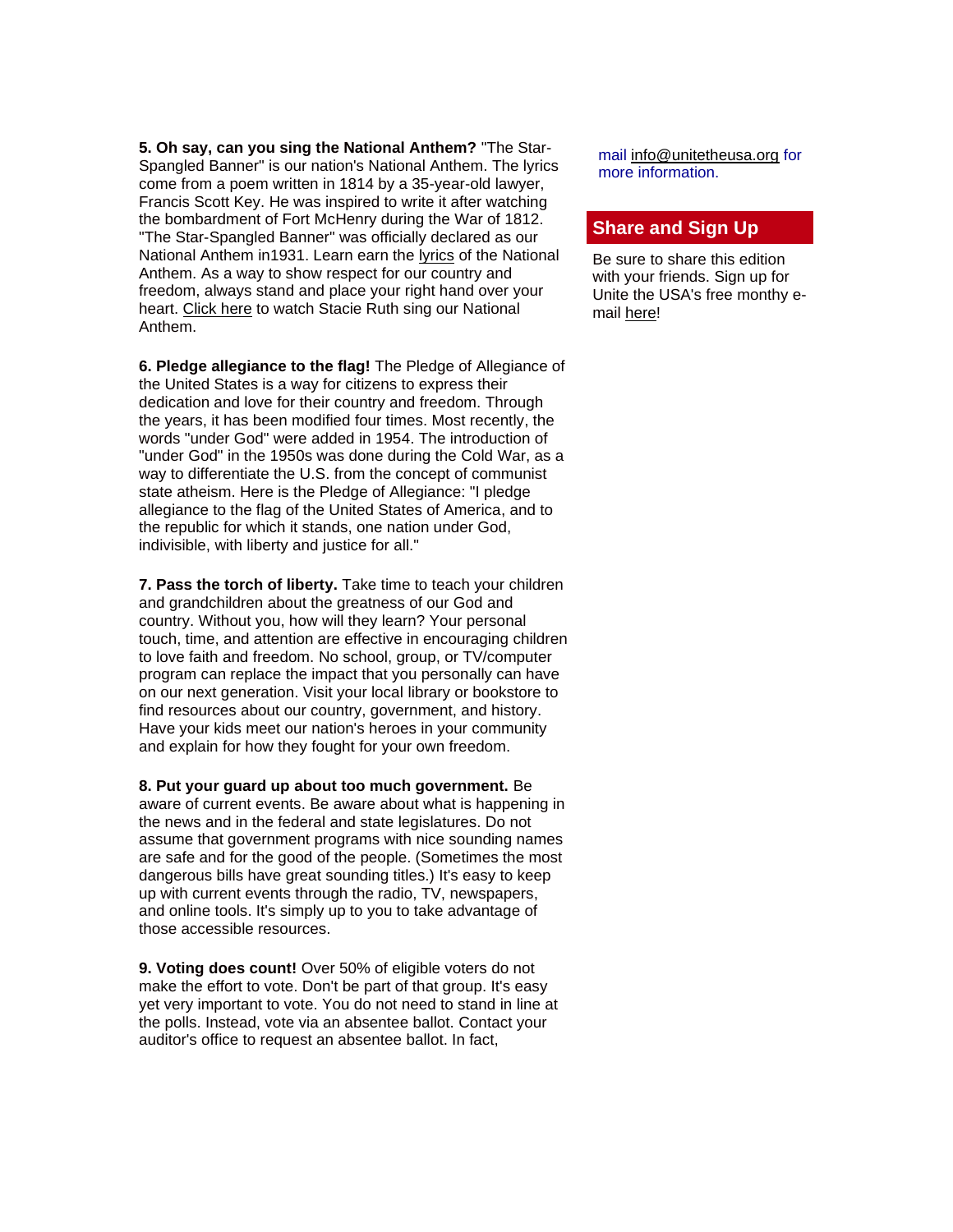**5. Oh say, can you sing the National Anthem?** "The Star-Spangled Banner" is our nation's National Anthem. The lyrics come from a poem written in 1814 by a 35-year-old lawyer, Francis Scott Key. He was inspired to write it after watching the bombardment of Fort McHenry during the War of 1812. "The Star-Spangled Banner" was officially declared as our National Anthem in1931. Learn earn the lyrics of the National Anthem. As a way to show respect for our country and freedom, always stand and place your right hand over your heart. Click here to watch Stacie Ruth sing our National Anthem.

**6. Pledge allegiance to the flag!** The Pledge of Allegiance of the United States is a way for citizens to express their dedication and love for their country and freedom. Through the years, it has been modified four times. Most recently, the words "under God" were added in 1954. The introduction of "under God" in the 1950s was done during the Cold War, as a way to differentiate the U.S. from the concept of communist state atheism. Here is the Pledge of Allegiance: "I pledge allegiance to the flag of the United States of America, and to the republic for which it stands, one nation under God, indivisible, with liberty and justice for all."

**7. Pass the torch of liberty.** Take time to teach your children and grandchildren about the greatness of our God and country. Without you, how will they learn? Your personal touch, time, and attention are effective in encouraging children to love faith and freedom. No school, group, or TV/computer program can replace the impact that you personally can have on our next generation. Visit your local library or bookstore to find resources about our country, government, and history. Have your kids meet our nation's heroes in your community and explain for how they fought for your own freedom.

**8. Put your guard up about too much government.** Be aware of current events. Be aware about what is happening in the news and in the federal and state legislatures. Do not assume that government programs with nice sounding names are safe and for the good of the people. (Sometimes the most dangerous bills have great sounding titles.) It's easy to keep up with current events through the radio, TV, newspapers, and online tools. It's simply up to you to take advantage of those accessible resources.

**9. Voting does count!** Over 50% of eligible voters do not make the effort to vote. Don't be part of that group. It's easy yet very important to vote. You do not need to stand in line at the polls. Instead, vote via an absentee ballot. Contact your auditor's office to request an absentee ballot. In fact,

mail info@unitetheusa.org for more information.

## Share and Sign Up

Be sure to share this edition with your friends. Sign up for Unite the USA's free monthy e-mail here!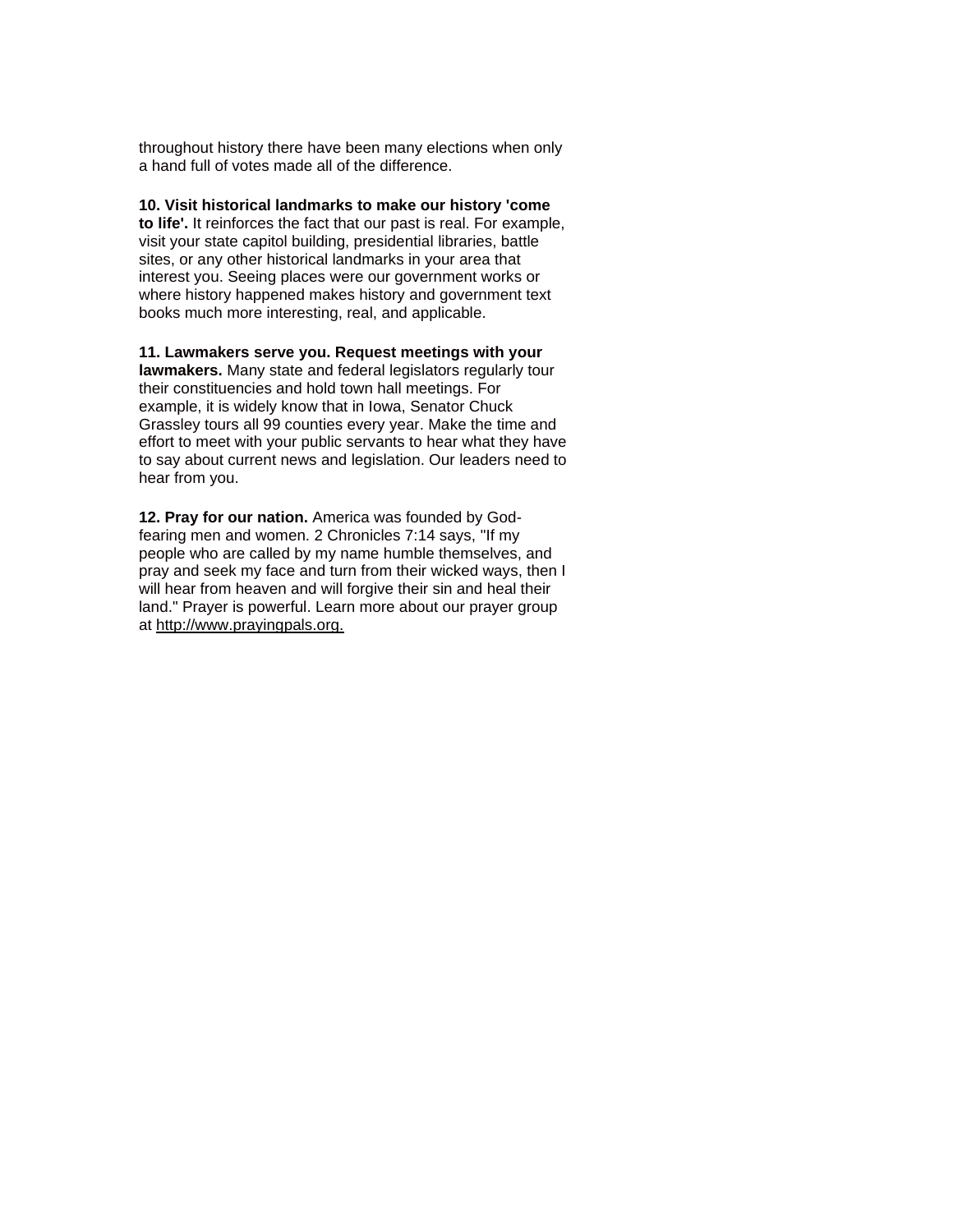throughout history there have been many elections when only a hand full of votes made all of the difference.

**10. Visit historical landmarks to make our history 'come to life'.** It reinforces the fact that our past is real. For example, visit your state capitol building, presidential libraries, battle sites, or any other historical landmarks in your area that interest you. Seeing places were our government works or where history happened makes history and government text books much more interesting, real, and applicable.

**11. Lawmakers serve you. Request meetings with your lawmakers.** Many state and federal legislators regularly tour their constituencies and hold town hall meetings. For example, it is widely know that in Iowa, Senator Chuck Grassley tours all 99 counties every year. Make the time and effort to meet with your public servants to hear what they have to say about current news and legislation. Our leaders need to hear from you.

**12. Pray for our nation.** America was founded by God-fearing men and women. 2 Chronicles 7:14 says, "If my people who are called by my name humble themselves, and pray and seek my face and turn from their wicked ways, then I will hear from heaven and will forgive their sin and heal their land." Prayer is powerful. Learn more about our prayer group at http://www.prayingpals.org.